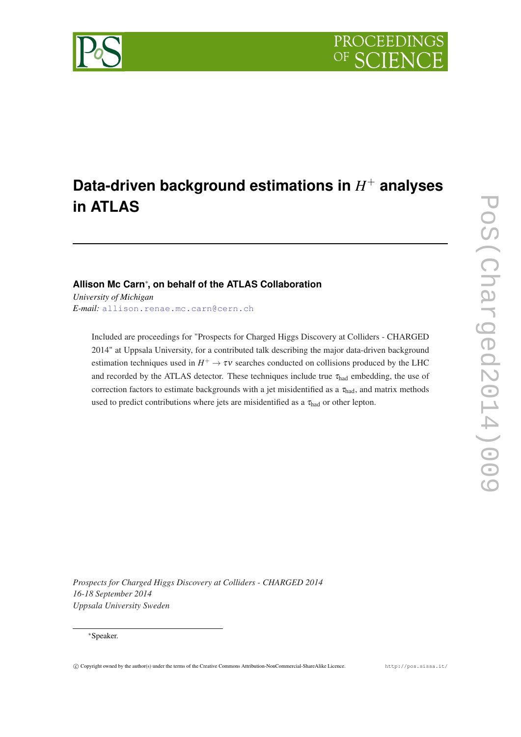# Data-driven background estimations in $H^+$ analyses in ATLAS

**Allison Mc Carn*, on behalf of the ATLAS Collaboration**

*University of Michigan*

*E-mail:* allison.renae.mc.carn@cern.ch

Included are proceedings for "Prospects for Charged Higgs Discovery at Colliders - CHARGED 2014" at Uppsala University, for a contributed talk describing the major data-driven background estimation techniques used in $H^+ \to \tau\nu$ searches conducted on collisions produced by the LHC and recorded by the ATLAS detector. These techniques include true $\tau_{\text{had}}$ embedding, the use of correction factors to estimate backgrounds with a jet misidentified as a $\tau_{\text{had}}$, and matrix methods used to predict contributions where jets are misidentified as a $\tau_{\text{had}}$ or other lepton.

*Prospects for Charged Higgs Discovery at Colliders - CHARGED 2014*
*16-18 September 2014*
*Uppsala University Sweden*

*Speaker.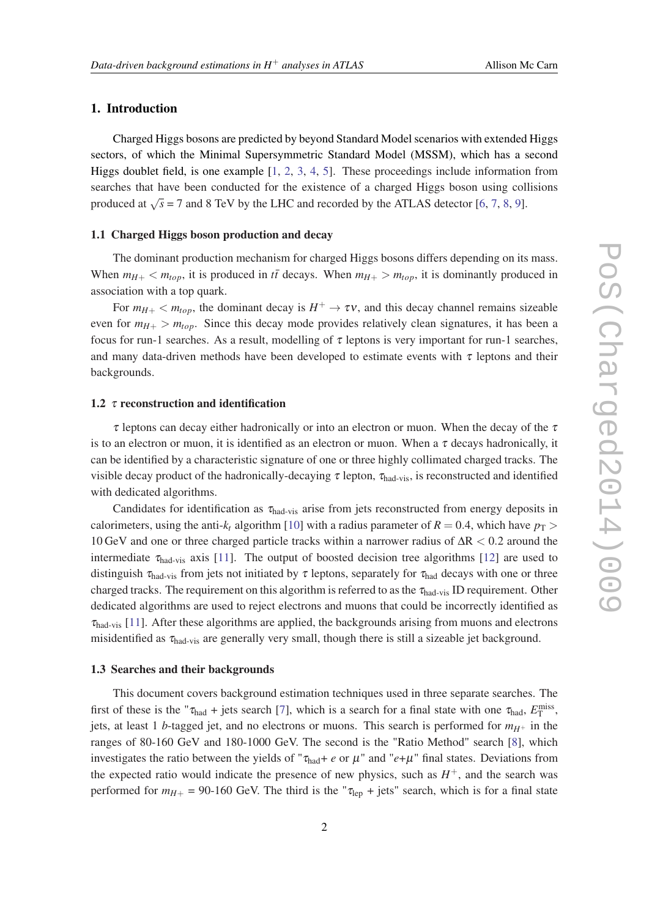## 1. Introduction

Charged Higgs bosons are predicted by beyond Standard Model scenarios with extended Higgs sectors, of which the Minimal Supersymmetric Standard Model (MSSM), which has a second Higgs doublet field, is one example [1, 2, 3, 4, 5]. These proceedings include information from searches that have been conducted for the existence of a charged Higgs boson using collisions produced at $\sqrt{s}$ = 7 and 8 TeV by the LHC and recorded by the ATLAS detector [6, 7, 8, 9].

### 1.1 Charged Higgs boson production and decay

The dominant production mechanism for charged Higgs bosons differs depending on its mass. When $m_{H+} < m_{top}$, it is produced in $t\bar{t}$ decays. When $m_{H+} > m_{top}$, it is dominantly produced in association with a top quark.

For $m_{H+} < m_{top}$, the dominant decay is $H^+ \to \tau\nu$, and this decay channel remains sizeable even for $m_{H+} > m_{top}$. Since this decay mode provides relatively clean signatures, it has been a focus for run-1 searches. As a result, modelling of $\tau$ leptons is very important for run-1 searches, and many data-driven methods have been developed to estimate events with $\tau$ leptons and their backgrounds.

### 1.2 $\tau$ reconstruction and identification

$\tau$ leptons can decay either hadronically or into an electron or muon. When the decay of the $\tau$ is to an electron or muon, it is identified as an electron or muon. When a $\tau$ decays hadronically, it can be identified by a characteristic signature of one or three highly collimated charged tracks. The visible decay product of the hadronically-decaying $\tau$ lepton, $\tau_{\text{had-vis}}$, is reconstructed and identified with dedicated algorithms.

Candidates for identification as $\tau_{\text{had-vis}}$ arise from jets reconstructed from energy deposits in calorimeters, using the anti-$k_t$ algorithm [10] with a radius parameter of $R = 0.4$, which have $p_{\text{T}} >$ 10 GeV and one or three charged particle tracks within a narrower radius of $\Delta$R $< 0.2$ around the intermediate $\tau_{\text{had-vis}}$ axis [11]. The output of boosted decision tree algorithms [12] are used to distinguish $\tau_{\text{had-vis}}$ from jets not initiated by $\tau$ leptons, separately for $\tau_{\text{had}}$ decays with one or three charged tracks. The requirement on this algorithm is referred to as the $\tau_{\text{had-vis}}$ ID requirement. Other dedicated algorithms are used to reject electrons and muons that could be incorrectly identified as $\tau_{\text{had-vis}}$ [11]. After these algorithms are applied, the backgrounds arising from muons and electrons misidentified as $\tau_{\text{had-vis}}$ are generally very small, though there is still a sizeable jet background.

### 1.3 Searches and their backgrounds

This document covers background estimation techniques used in three separate searches. The first of these is the "$\tau_{\text{had}}$ + jets search [7], which is a search for a final state with one $\tau_{\text{had}}$, $E_{\text{T}}^{\text{miss}}$, jets, at least 1 $b$-tagged jet, and no electrons or muons. This search is performed for $m_{H^+}$ in the ranges of 80-160 GeV and 180-1000 GeV. The second is the "Ratio Method" search [8], which investigates the ratio between the yields of "$\tau_{\text{had}}$+ $e$ or $\mu$" and "$e$+$\mu$" final states. Deviations from the expected ratio would indicate the presence of new physics, such as $H^+$, and the search was performed for $m_{H+}$ = 90-160 GeV. The third is the "$\tau_{\text{lep}}$ + jets" search, which is for a final state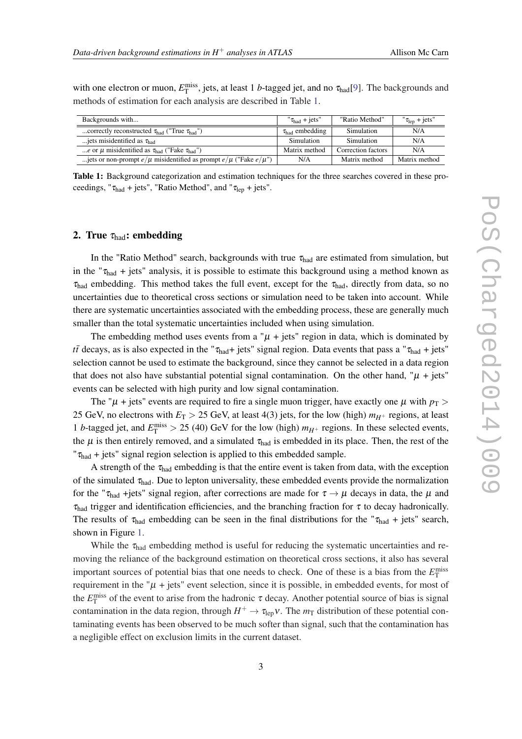with one electron or muon, $E_{\mathrm{T}}^{\mathrm{miss}}$, jets, at least 1 $b$-tagged jet, and no $\tau_{\mathrm{had}}$[9]. The backgrounds and methods of estimation for each analysis are described in Table 1.

| Backgrounds with... | "$\tau_{\mathrm{had}}$ + jets" | "Ratio Method" | "$\tau_{\mathrm{lep}}$ + jets" |
|---|---|---|---|
| ...correctly reconstructed $\tau_{\mathrm{had}}$ ("True $\tau_{\mathrm{had}}$") | $\tau_{\mathrm{had}}$ embedding | Simulation | N/A |
| ...jets misidentified as $\tau_{\mathrm{had}}$ | Simulation | Simulation | N/A |
| ...$e$ or $\mu$ misidentified as $\tau_{\mathrm{had}}$ ("Fake $\tau_{\mathrm{had}}$") | Matrix method | Correction factors | N/A |
| ...jets or non-prompt $e/\mu$ misidentified as prompt $e/\mu$ ("Fake $e/\mu$") | N/A | Matrix method | Matrix method |

**Table 1:** Background categorization and estimation techniques for the three searches covered in these proceedings, "$\tau_{\mathrm{had}}$ + jets", "Ratio Method", and "$\tau_{\mathrm{lep}}$ + jets".

## 2. True $\tau_{\mathrm{had}}$: embedding

In the "Ratio Method" search, backgrounds with true $\tau_{\mathrm{had}}$ are estimated from simulation, but in the "$\tau_{\mathrm{had}}$ + jets" analysis, it is possible to estimate this background using a method known as $\tau_{\mathrm{had}}$ embedding. This method takes the full event, except for the $\tau_{\mathrm{had}}$, directly from data, so no uncertainties due to theoretical cross sections or simulation need to be taken into account. While there are systematic uncertainties associated with the embedding process, these are generally much smaller than the total systematic uncertainties included when using simulation.

The embedding method uses events from a "$\mu$ + jets" region in data, which is dominated by $t\bar{t}$ decays, as is also expected in the "$\tau_{\mathrm{had}}$+ jets" signal region. Data events that pass a "$\tau_{\mathrm{had}}$ + jets" selection cannot be used to estimate the background, since they cannot be selected in a data region that does not also have substantial potential signal contamination. On the other hand, "$\mu$ + jets" events can be selected with high purity and low signal contamination.

The "$\mu$ + jets" events are required to fire a single muon trigger, have exactly one $\mu$ with $p_{\mathrm{T}} >$ 25 GeV, no electrons with $E_{\mathrm{T}} >$ 25 GeV, at least 4(3) jets, for the low (high) $m_{H^+}$ regions, at least 1 $b$-tagged jet, and $E_{\mathrm{T}}^{\mathrm{miss}} >$ 25 (40) GeV for the low (high) $m_{H^+}$ regions. In these selected events, the $\mu$ is then entirely removed, and a simulated $\tau_{\mathrm{had}}$ is embedded in its place. Then, the rest of the "$\tau_{\mathrm{had}}$ + jets" signal region selection is applied to this embedded sample.

A strength of the $\tau_{\mathrm{had}}$ embedding is that the entire event is taken from data, with the exception of the simulated $\tau_{\mathrm{had}}$. Due to lepton universality, these embedded events provide the normalization for the "$\tau_{\mathrm{had}}$ +jets" signal region, after corrections are made for $\tau \to \mu$ decays in data, the $\mu$ and $\tau_{\mathrm{had}}$ trigger and identification efficiencies, and the branching fraction for $\tau$ to decay hadronically. The results of $\tau_{\mathrm{had}}$ embedding can be seen in the final distributions for the "$\tau_{\mathrm{had}}$ + jets" search, shown in Figure 1.

While the $\tau_{\mathrm{had}}$ embedding method is useful for reducing the systematic uncertainties and removing the reliance of the background estimation on theoretical cross sections, it also has several important sources of potential bias that one needs to check. One of these is a bias from the $E_{\mathrm{T}}^{\mathrm{miss}}$ requirement in the "$\mu$ + jets" event selection, since it is possible, in embedded events, for most of the $E_{\mathrm{T}}^{\mathrm{miss}}$ of the event to arise from the hadronic $\tau$ decay. Another potential source of bias is signal contamination in the data region, through $H^+ \to \tau_{\mathrm{lep}}\nu$. The $m_{\mathrm{T}}$ distribution of these potential contaminating events has been observed to be much softer than signal, such that the contamination has a negligible effect on exclusion limits in the current dataset.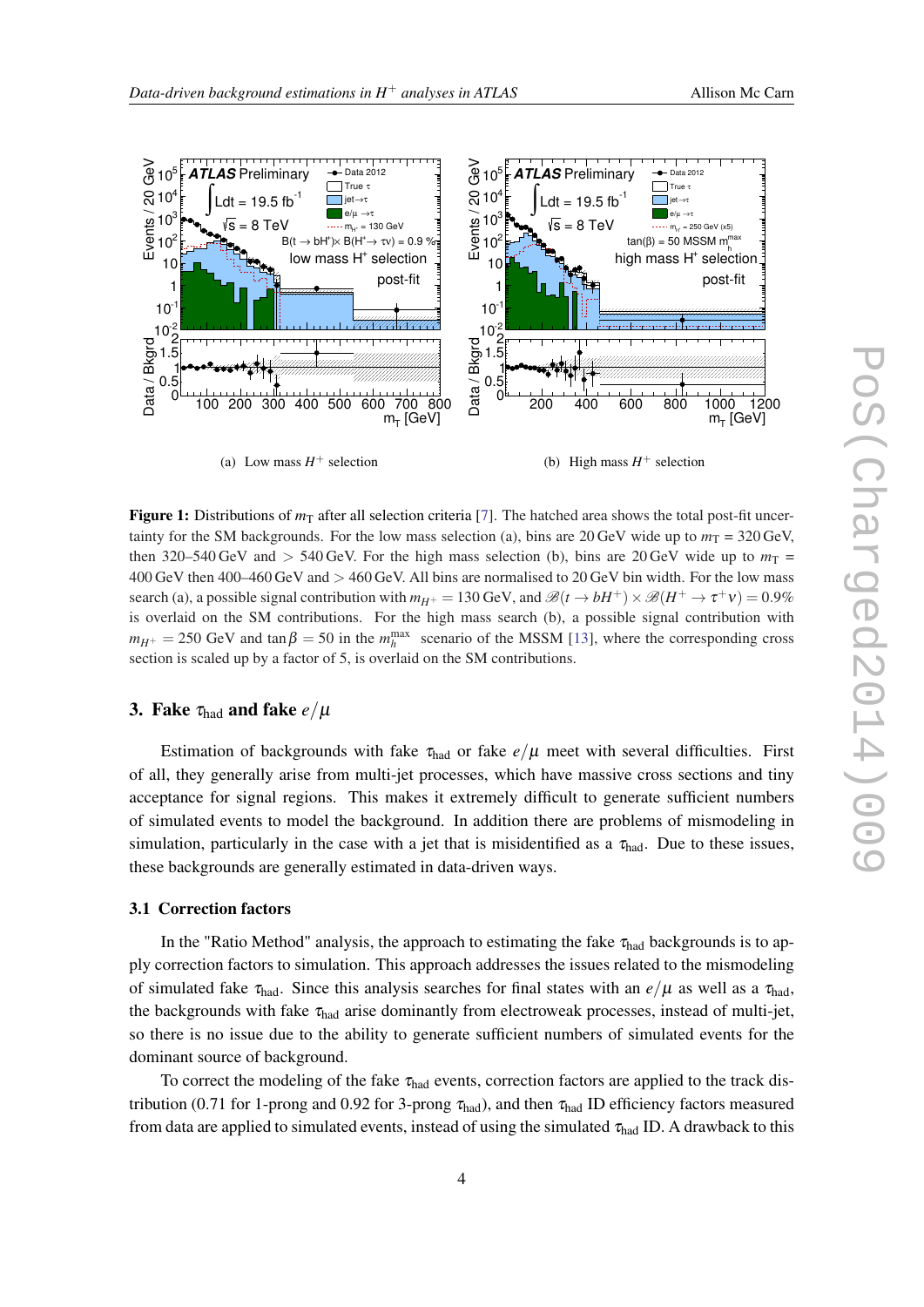(a) Low mass $H^+$ selection

(b) High mass $H^+$ selection

**Figure 1:** Distributions of $m_{\mathrm{T}}$ after all selection criteria [7]. The hatched area shows the total post-fit uncertainty for the SM backgrounds. For the low mass selection (a), bins are 20 GeV wide up to $m_{\mathrm{T}}$ = 320 GeV, then 320–540 GeV and $>$ 540 GeV. For the high mass selection (b), bins are 20 GeV wide up to $m_{\mathrm{T}}$ = 400 GeV then 400–460 GeV and $>$ 460 GeV. All bins are normalised to 20 GeV bin width. For the low mass search (a), a possible signal contribution with $m_{H^+} = 130$ GeV, and $\mathscr{B}(t \to bH^+) \times \mathscr{B}(H^+ \to \tau^+ \nu) = 0.9\%$ is overlaid on the SM contributions. For the high mass search (b), a possible signal contribution with $m_{H^+} = 250$ GeV and $\tan\beta = 50$ in the $m_h^{\max}$ scenario of the MSSM [13], where the corresponding cross section is scaled up by a factor of 5, is overlaid on the SM contributions.

## 3. Fake $\tau_{\mathrm{had}}$ and fake $e/\mu$

Estimation of backgrounds with fake $\tau_{\mathrm{had}}$ or fake $e/\mu$ meet with several difficulties. First of all, they generally arise from multi-jet processes, which have massive cross sections and tiny acceptance for signal regions. This makes it extremely difficult to generate sufficient numbers of simulated events to model the background. In addition there are problems of mismodeling in simulation, particularly in the case with a jet that is misidentified as a $\tau_{\mathrm{had}}$. Due to these issues, these backgrounds are generally estimated in data-driven ways.

### 3.1 Correction factors

In the "Ratio Method" analysis, the approach to estimating the fake $\tau_{\mathrm{had}}$ backgrounds is to apply correction factors to simulation. This approach addresses the issues related to the mismodeling of simulated fake $\tau_{\mathrm{had}}$. Since this analysis searches for final states with an $e/\mu$ as well as a $\tau_{\mathrm{had}}$, the backgrounds with fake $\tau_{\mathrm{had}}$ arise dominantly from electroweak processes, instead of multi-jet, so there is no issue due to the ability to generate sufficient numbers of simulated events for the dominant source of background.

To correct the modeling of the fake $\tau_{\mathrm{had}}$ events, correction factors are applied to the track distribution (0.71 for 1-prong and 0.92 for 3-prong $\tau_{\mathrm{had}}$), and then $\tau_{\mathrm{had}}$ ID efficiency factors measured from data are applied to simulated events, instead of using the simulated $\tau_{\mathrm{had}}$ ID. A drawback to this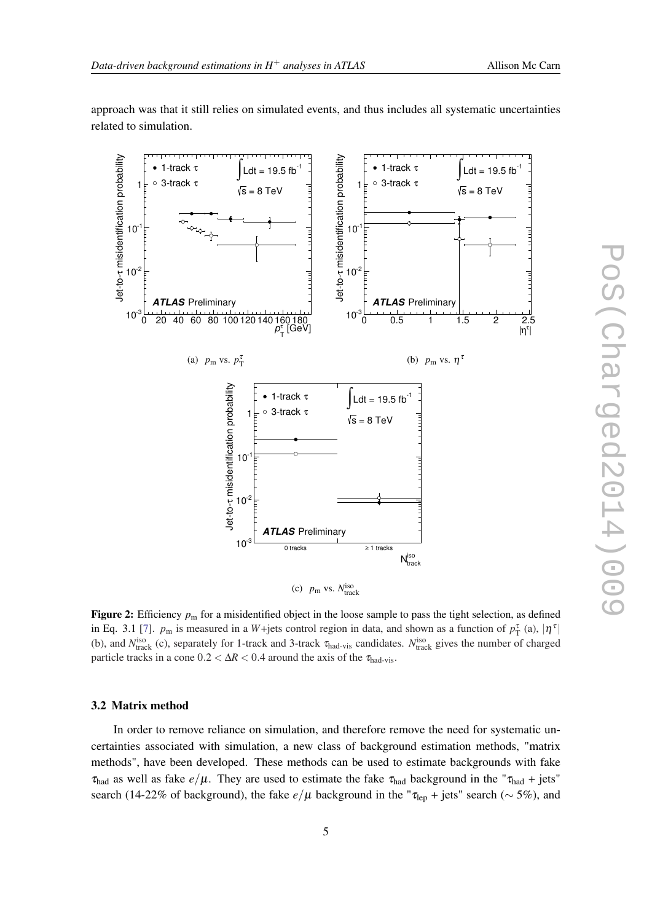approach was that it still relies on simulated events, and thus includes all systematic uncertainties related to simulation.

(a) $p_{\mathrm{m}}$ vs. $p_{\mathrm{T}}^{\tau}$

(b) $p_{\mathrm{m}}$ vs. $\eta^{\tau}$

(c) $p_{\mathrm{m}}$ vs. $N_{\mathrm{track}}^{\mathrm{iso}}$

**Figure 2:** Efficiency $p_{\mathrm{m}}$ for a misidentified object in the loose sample to pass the tight selection, as defined in Eq. 3.1 [7]. $p_{\mathrm{m}}$ is measured in a $W$+jets control region in data, and shown as a function of $p_{\mathrm{T}}^{\tau}$ (a), $|\eta^{\tau}|$ (b), and $N_{\mathrm{track}}^{\mathrm{iso}}$ (c), separately for 1-track and 3-track $\tau_{\mathrm{had\text{-}vis}}$ candidates. $N_{\mathrm{track}}^{\mathrm{iso}}$ gives the number of charged particle tracks in a cone $0.2 < \Delta R < 0.4$ around the axis of the $\tau_{\mathrm{had\text{-}vis}}$.

### 3.2 Matrix method

In order to remove reliance on simulation, and therefore remove the need for systematic uncertainties associated with simulation, a new class of background estimation methods, "matrix methods", have been developed. These methods can be used to estimate backgrounds with fake $\tau_{\mathrm{had}}$ as well as fake $e/\mu$. They are used to estimate the fake $\tau_{\mathrm{had}}$ background in the "$\tau_{\mathrm{had}}$ + jets" search (14-22% of background), the fake $e/\mu$ background in the "$\tau_{\mathrm{lep}}$ + jets" search ($\sim 5\%$), and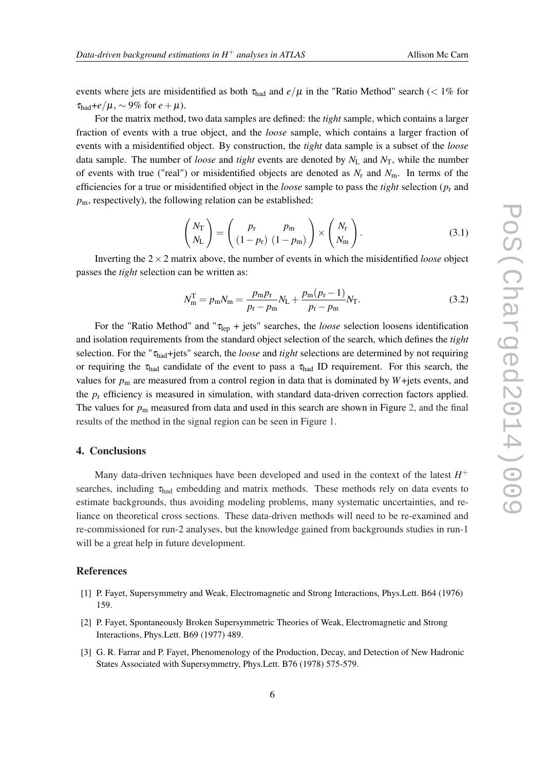events where jets are misidentified as both $\tau_{\text{had}}$ and $e/\mu$ in the "Ratio Method" search ($< 1\%$ for $\tau_{\text{had}}$+$e/\mu$, $\sim 9\%$ for $e+\mu$).

For the matrix method, two data samples are defined: the *tight* sample, which contains a larger fraction of events with a true object, and the *loose* sample, which contains a larger fraction of events with a misidentified object. By construction, the *tight* data sample is a subset of the *loose* data sample. The number of *loose* and *tight* events are denoted by $N_{\text{L}}$ and $N_{\text{T}}$, while the number of events with true ("real") or misidentified objects are denoted as $N_{\text{r}}$ and $N_{\text{m}}$. In terms of the efficiencies for a true or misidentified object in the *loose* sample to pass the *tight* selection ($p_{\text{r}}$ and $p_{\text{m}}$, respectively), the following relation can be established:

$$\begin{pmatrix} N_{\text{T}} \\ N_{\text{L}} \end{pmatrix} = \begin{pmatrix} p_{\text{r}} & p_{\text{m}} \\ (1-p_{\text{r}}) & (1-p_{\text{m}}) \end{pmatrix} \times \begin{pmatrix} N_{\text{r}} \\ N_{\text{m}} \end{pmatrix}. \tag{3.1}$$

Inverting the $2 \times 2$ matrix above, the number of events in which the misidentified *loose* object passes the *tight* selection can be written as:

$$N_{\text{m}}^{\text{T}} = p_{\text{m}} N_{\text{m}} = \frac{p_{\text{m}} p_{\text{r}}}{p_{\text{r}} - p_{\text{m}}} N_{\text{L}} + \frac{p_{\text{m}}(p_{\text{r}} - 1)}{p_{\text{r}} - p_{\text{m}}} N_{\text{T}}. \tag{3.2}$$

For the "Ratio Method" and "$\tau_{\text{lep}}$ + jets" searches, the *loose* selection loosens identification and isolation requirements from the standard object selection of the search, which defines the *tight* selection. For the "$\tau_{\text{had}}$+jets" search, the *loose* and *tight* selections are determined by not requiring or requiring the $\tau_{\text{had}}$ candidate of the event to pass a $\tau_{\text{had}}$ ID requirement. For this search, the values for $p_{\text{m}}$ are measured from a control region in data that is dominated by $W$+jets events, and the $p_{\text{r}}$ efficiency is measured in simulation, with standard data-driven correction factors applied. The values for $p_{\text{m}}$ measured from data and used in this search are shown in Figure 2, and the final results of the method in the signal region can be seen in Figure 1.

## 4. Conclusions

Many data-driven techniques have been developed and used in the context of the latest $H^+$ searches, including $\tau_{\text{had}}$ embedding and matrix methods. These methods rely on data events to estimate backgrounds, thus avoiding modeling problems, many systematic uncertainties, and reliance on theoretical cross sections. These data-driven methods will need to be re-examined and re-commissioned for run-2 analyses, but the knowledge gained from backgrounds studies in run-1 will be a great help in future development.

## References

[1] P. Fayet, Supersymmetry and Weak, Electromagnetic and Strong Interactions, Phys.Lett. B64 (1976) 159.

[2] P. Fayet, Spontaneously Broken Supersymmetric Theories of Weak, Electromagnetic and Strong Interactions, Phys.Lett. B69 (1977) 489.

[3] G. R. Farrar and P. Fayet, Phenomenology of the Production, Decay, and Detection of New Hadronic States Associated with Supersymmetry, Phys.Lett. B76 (1978) 575-579.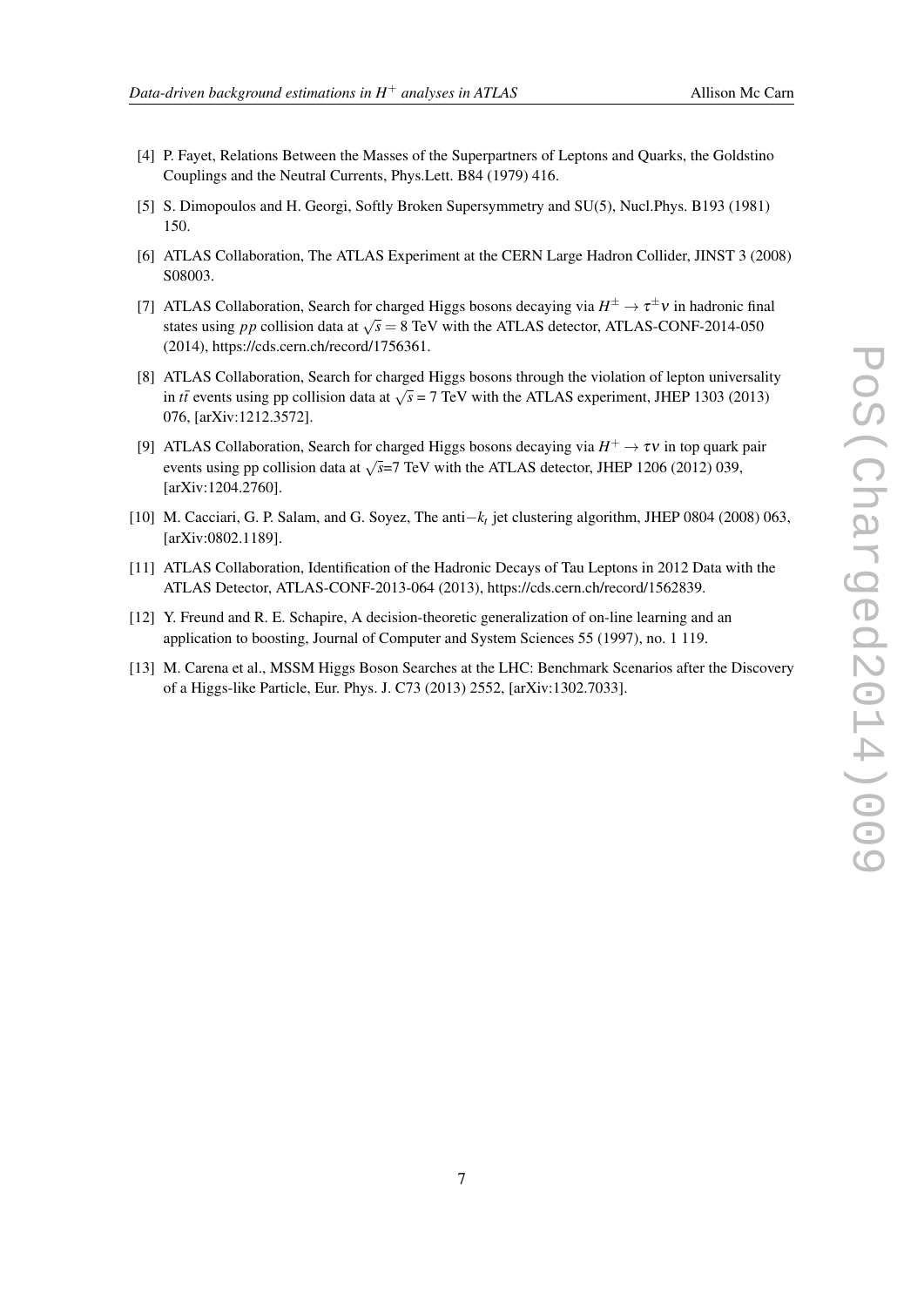[4] P. Fayet, Relations Between the Masses of the Superpartners of Leptons and Quarks, the Goldstino Couplings and the Neutral Currents, Phys.Lett. B84 (1979) 416.

[5] S. Dimopoulos and H. Georgi, Softly Broken Supersymmetry and SU(5), Nucl.Phys. B193 (1981) 150.

[6] ATLAS Collaboration, The ATLAS Experiment at the CERN Large Hadron Collider, JINST 3 (2008) S08003.

[7] ATLAS Collaboration, Search for charged Higgs bosons decaying via $H^{\pm} \to \tau^{\pm}\nu$ in hadronic final states using $pp$ collision data at $\sqrt{s} = 8$ TeV with the ATLAS detector, ATLAS-CONF-2014-050 (2014), https://cds.cern.ch/record/1756361.

[8] ATLAS Collaboration, Search for charged Higgs bosons through the violation of lepton universality in $t\bar{t}$ events using pp collision data at $\sqrt{s} = 7$ TeV with the ATLAS experiment, JHEP 1303 (2013) 076, [arXiv:1212.3572].

[9] ATLAS Collaboration, Search for charged Higgs bosons decaying via $H^{+} \to \tau\nu$ in top quark pair events using pp collision data at $\sqrt{s}$=7 TeV with the ATLAS detector, JHEP 1206 (2012) 039, [arXiv:1204.2760].

[10] M. Cacciari, G. P. Salam, and G. Soyez, The anti$-k_t$ jet clustering algorithm, JHEP 0804 (2008) 063, [arXiv:0802.1189].

[11] ATLAS Collaboration, Identification of the Hadronic Decays of Tau Leptons in 2012 Data with the ATLAS Detector, ATLAS-CONF-2013-064 (2013), https://cds.cern.ch/record/1562839.

[12] Y. Freund and R. E. Schapire, A decision-theoretic generalization of on-line learning and an application to boosting, Journal of Computer and System Sciences 55 (1997), no. 1 119.

[13] M. Carena et al., MSSM Higgs Boson Searches at the LHC: Benchmark Scenarios after the Discovery of a Higgs-like Particle, Eur. Phys. J. C73 (2013) 2552, [arXiv:1302.7033].